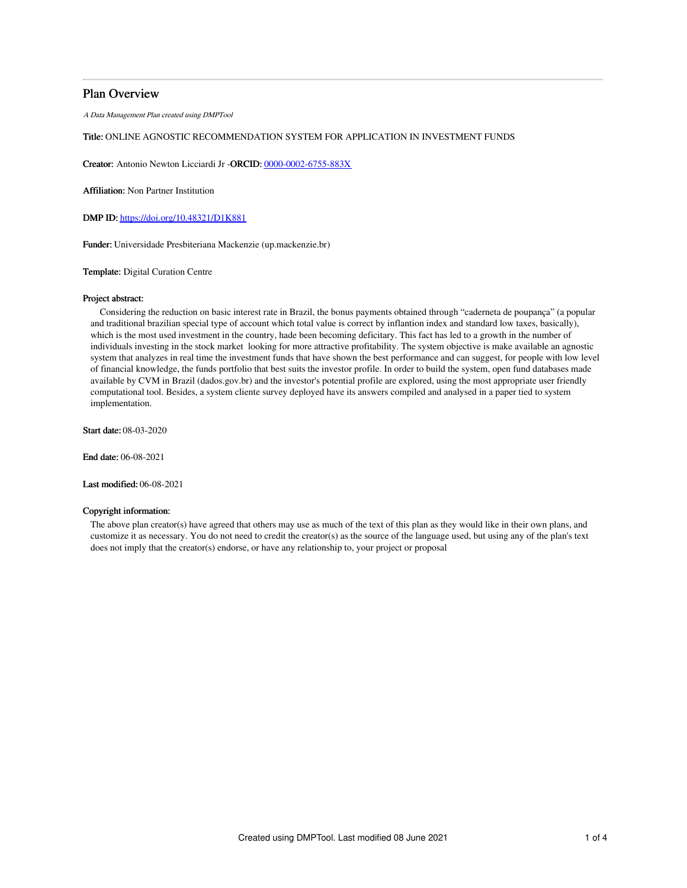# Plan Overview

*A Data Management Plan created using DMPTool*

**Title:** ONLINE AGNOSTIC RECOMMENDATION SYSTEM FOR APPLICATION IN INVESTMENT FUNDS

**Creator:** Antonio Newton Licciardi Jr -**ORCID:** [0000-0002-6755-883X](https://orcid.org/0000-0002-6755-883X)

**Affiliation:** Non Partner Institution

**DMP ID:** [https://doi.org/10.48321/D1K881](https://doi.org/10.48321/D1K881)

**Funder:** Universidade Presbiteriana Mackenzie (up.mackenzie.br)

**Template:** Digital Curation Centre

**Project abstract:**

Considering the reduction on basic interest rate in Brazil, the bonus payments obtained through “caderneta de poupança” (a popular and traditional brazilian special type of account which total value is correct by inflantion index and standard low taxes, basically), which is the most used investment in the country, hade been becoming deficitary. This fact has led to a growth in the number of individuals investing in the stock market looking for more attractive profitability. The system objective is make available an agnostic system that analyzes in real time the investment funds that have shown the best performance and can suggest, for people with low level of financial knowledge, the funds portfolio that best suits the investor profile. In order to build the system, open fund databases made available by CVM in Brazil (dados.gov.br) and the investor's potential profile are explored, using the most appropriate user friendly computational tool. Besides, a system cliente survey deployed have its answers compiled and analysed in a paper tied to system implementation.

**Start date:** 08-03-2020

**End date:** 06-08-2021

**Last modified:** 06-08-2021

**Copyright information:**

The above plan creator(s) have agreed that others may use as much of the text of this plan as they would like in their own plans, and customize it as necessary. You do not need to credit the creator(s) as the source of the language used, but using any of the plan's text does not imply that the creator(s) endorse, or have any relationship to, your project or proposal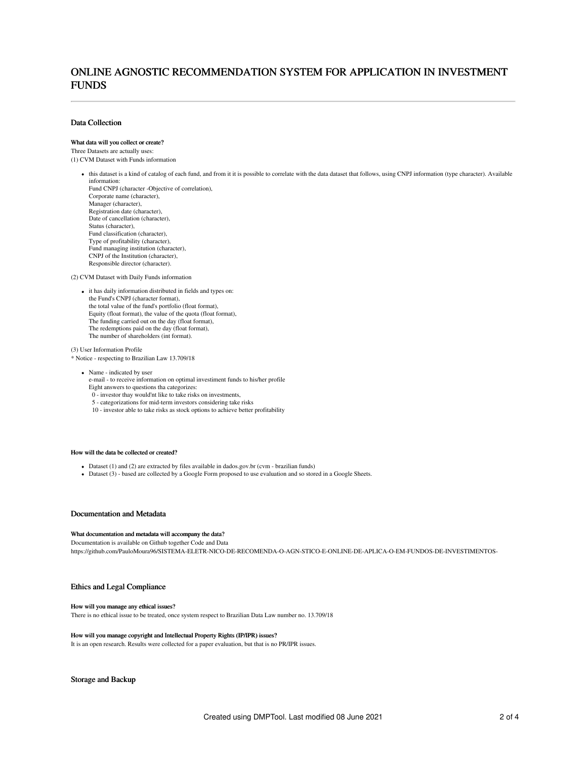# ONLINE AGNOSTIC RECOMMENDATION SYSTEM FOR APPLICATION IN INVESTMENT FUNDS

## Data Collection

### What data will you collect or create?

Three Datasets are actually uses:
(1) CVM Dataset with Funds information

- this dataset is a kind of catalog of each fund, and from it it is possible to correlate with the data dataset that follows, using CNPJ information (type character). Available information:
  Fund CNPJ (character -Objective of correlation),
  Corporate name (character),
  Manager (character),
  Registration date (character),
  Date of cancellation (character),
  Status (character),
  Fund classification (character),
  Type of profitability (character),
  Fund managing institution (character),
  CNPJ of the Institution (character),
  Responsible director (character).

(2) CVM Dataset with Daily Funds information

- it has daily information distributed in fields and types on:
  the Fund's CNPJ (character format),
  the total value of the fund's portfolio (float format),
  Equity (float format), the value of the quota (float format),
  The funding carried out on the day (float format),
  The redemptions paid on the day (float format),
  The number of shareholders (int format).

(3) User Information Profile
* Notice - respecting to Brazilian Law 13.709/18

- Name - indicated by user
  e-mail - to receive information on optimal investiment funds to his/her profile
  Eight answers to questions tha categorizes:
  0 - investor thay would'nt like to take risks on investments,
  5 - categorizations for mid-term investors considering take risks
  10 - investor able to take risks as stock options to achieve better profitability

### How will the data be collected or created?

- Dataset (1) and (2) are extracted by files available in dados.gov.br (cvm - brazilian funds)
- Dataset (3) - based are collected by a Google Form proposed to use evaluation and so stored in a Google Sheets.

## Documentation and Metadata

### What documentation and metadata will accompany the data?

Documentation is available on Github together Code and Data
https://github.com/PauloMoura96/SISTEMA-ELETR-NICO-DE-RECOMENDA-O-AGN-STICO-E-ONLINE-DE-APLICA-O-EM-FUNDOS-DE-INVESTIMENTOS-

## Ethics and Legal Compliance

### How will you manage any ethical issues?

There is no ethical issue to be treated, once system respect to Brazilian Data Law number no. 13.709/18

### How will you manage copyright and Intellectual Property Rights (IP/IPR) issues?

It is an open research. Results were collected for a paper evaluation, but that is no PR/IPR issues.

## Storage and Backup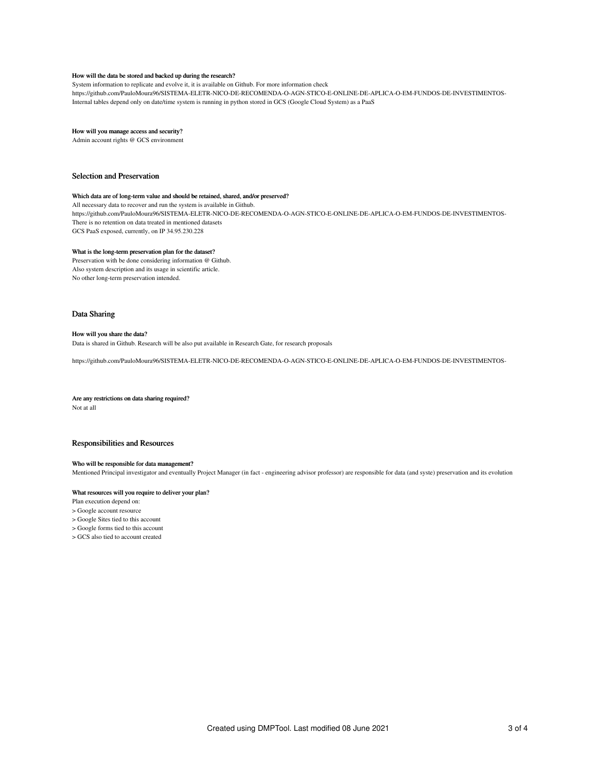#### How will the data be stored and backed up during the research?

System information to replicate and evolve it, it is available on Github. For more information check
https://github.com/PauloMoura96/SISTEMA-ELETR-NICO-DE-RECOMENDA-O-AGN-STICO-E-ONLINE-DE-APLICA-O-EM-FUNDOS-DE-INVESTIMENTOS-
Internal tables depend only on date/time system is running in python stored in GCS (Google Cloud System) as a PaaS

#### How will you manage access and security?

Admin account rights @ GCS environment

### Selection and Preservation

#### Which data are of long-term value and should be retained, shared, and/or preserved?

All necessary data to recover and run the system is available in Github.
https://github.com/PauloMoura96/SISTEMA-ELETR-NICO-DE-RECOMENDA-O-AGN-STICO-E-ONLINE-DE-APLICA-O-EM-FUNDOS-DE-INVESTIMENTOS-
There is no retention on data treated in mentioned datasets
GCS PaaS exposed, currently, on IP 34.95.230.228

#### What is the long-term preservation plan for the dataset?

Preservation with be done considering information @ Github.
Also system description and its usage in scientific article.
No other long-term preservation intended.

### Data Sharing

#### How will you share the data?

Data is shared in Github. Research will be also put available in Research Gate, for research proposals

https://github.com/PauloMoura96/SISTEMA-ELETR-NICO-DE-RECOMENDA-O-AGN-STICO-E-ONLINE-DE-APLICA-O-EM-FUNDOS-DE-INVESTIMENTOS-

#### Are any restrictions on data sharing required?

Not at all

### Responsibilities and Resources

#### Who will be responsible for data management?

Mentioned Principal investigator and eventually Project Manager (in fact - engineering advisor professor) are responsible for data (and syste) preservation and its evolution

#### What resources will you require to deliver your plan?

Plan execution depend on:
> Google account resource
> Google Sites tied to this account
> Google forms tied to this account
> GCS also tied to account created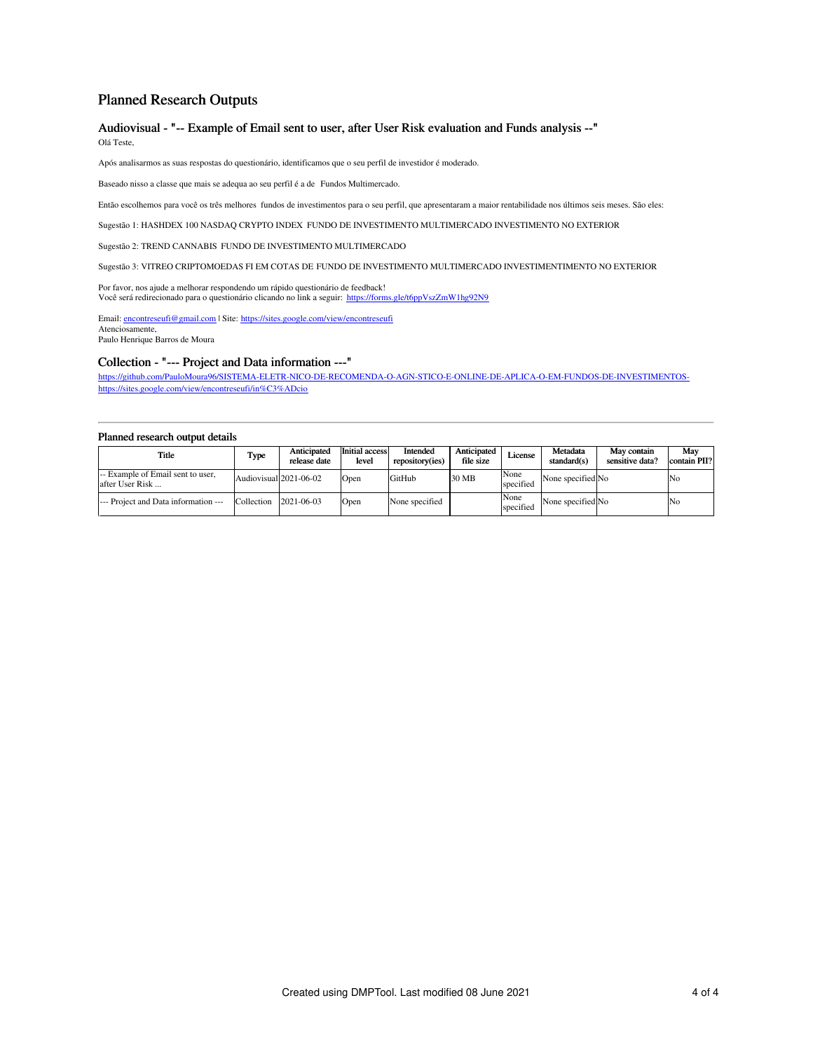# Planned Research Outputs

## Audiovisual - "-- Example of Email sent to user, after User Risk evaluation and Funds analysis --"

Olá Teste,

Após analisarmos as suas respostas do questionário, identificamos que o seu perfil de investidor é moderado.

Baseado nisso a classe que mais se adequa ao seu perfil é a de Fundos Multimercado.

Então escolhemos para você os três melhores fundos de investimentos para o seu perfil, que apresentaram a maior rentabilidade nos últimos seis meses. São eles:

Sugestão 1: HASHDEX 100 NASDAQ CRYPTO INDEX FUNDO DE INVESTIMENTO MULTIMERCADO INVESTIMENTO NO EXTERIOR

Sugestão 2: TREND CANNABIS FUNDO DE INVESTIMENTO MULTIMERCADO

Sugestão 3: VITREO CRIPTOMOEDAS FI EM COTAS DE FUNDO DE INVESTIMENTO MULTIMERCADO INVESTIMENTIMENTO NO EXTERIOR

Por favor, nos ajude a melhorar respondendo um rápido questionário de feedback!
Você será redirecionado para o questionário clicando no link a seguir: https://forms.gle/t6ppVszZmW1hg92N9

Email: encontreseufi@gmail.com | Site: https://sites.google.com/view/encontreseufi
Atenciosamente,
Paulo Henrique Barros de Moura

## Collection - "--- Project and Data information ---"

https://github.com/PauloMoura96/SISTEMA-ELETR-NICO-DE-RECOMENDA-O-AGN-STICO-E-ONLINE-DE-APLICA-O-EM-FUNDOS-DE-INVESTIMENTOS-
https://sites.google.com/view/encontreseufi/in%C3%ADcio

---

### Planned research output details

| Title | Type | Anticipated release date | Initial access level | Intended repository(ies) | Anticipated file size | License | Metadata standard(s) | May contain sensitive data? | May contain PII? |
|---|---|---|---|---|---|---|---|---|---|
| -- Example of Email sent to user, after User Risk ... | Audiovisual | 2021-06-02 | Open | GitHub | 30 MB | None specified | None specified | No | No |
| --- Project and Data information --- | Collection | 2021-06-03 | Open | None specified | | None specified | None specified | No | No |